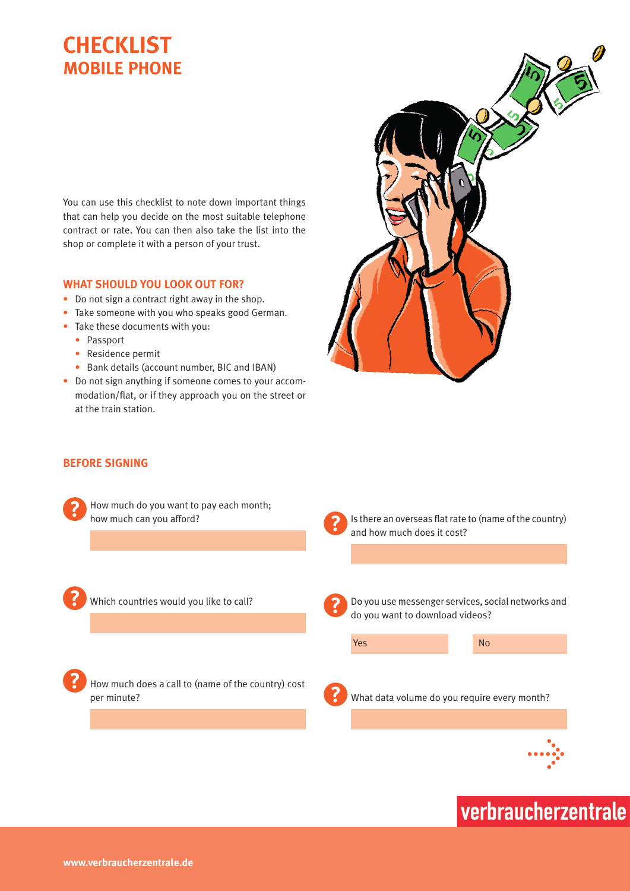# CHECKLIST
## MOBILE PHONE

You can use this checklist to note down important things that can help you decide on the most suitable telephone contract or rate. You can then also take the list into the shop or complete it with a person of your trust.

### WHAT SHOULD YOU LOOK OUT FOR?

- Do not sign a contract right away in the shop.
- Take someone with you who speaks good German.
- Take these documents with you:
  - Passport
  - Residence permit
  - Bank details (account number, BIC and IBAN)
- Do not sign anything if someone comes to your accommodation/flat, or if they approach you on the street or at the train station.

### BEFORE SIGNING

? How much do you want to pay each month; how much can you afford?

? Which countries would you like to call?

? How much does a call to (name of the country) cost per minute?

? Is there an overseas flat rate to (name of the country) and how much does it cost?

? Do you use messenger services, social networks and do you want to download videos?

Yes No

? What data volume do you require every month?

verbraucherzentrale

www.verbraucherzentrale.de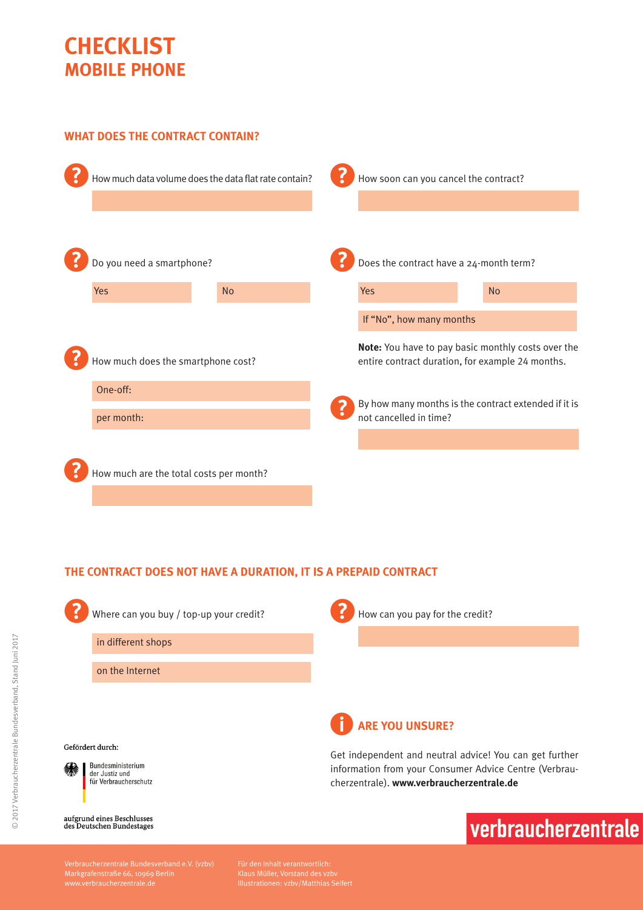# CHECKLIST
## MOBILE PHONE

### WHAT DOES THE CONTRACT CONTAIN?

How much data volume does the data flat rate contain?

Do you need a smartphone?

Yes | No

How much does the smartphone cost?

One-off:

per month:

How much are the total costs per month?

How soon can you cancel the contract?

Does the contract have a 24-month term?

Yes | No

If "No", how many months

**Note:** You have to pay basic monthly costs over the entire contract duration, for example 24 months.

By how many months is the contract extended if it is not cancelled in time?

### THE CONTRACT DOES NOT HAVE A DURATION, IT IS A PREPAID CONTRACT

Where can you buy / top-up your credit?

in different shops

on the Internet

How can you pay for the credit?

### ARE YOU UNSURE?

Get independent and neutral advice! You can get further information from your Consumer Advice Centre (Verbraucherzentrale). **www.verbraucherzentrale.de**

Gefördert durch:

Bundesministerium der Justiz und für Verbraucherschutz

aufgrund eines Beschlusses des Deutschen Bundestages

verbraucherzentrale

© 2017 Verbraucherzentrale Bundesverband, Stand Juni 2017

Verbraucherzentrale Bundesverband e.V. (vzbv)
Markgrafenstraße 66, 10969 Berlin
www.verbraucherzentrale.de

Für den Inhalt verantwortlich:
Klaus Müller, Vorstand des vzbv
Illustrationen: vzbv/Matthias Seifert